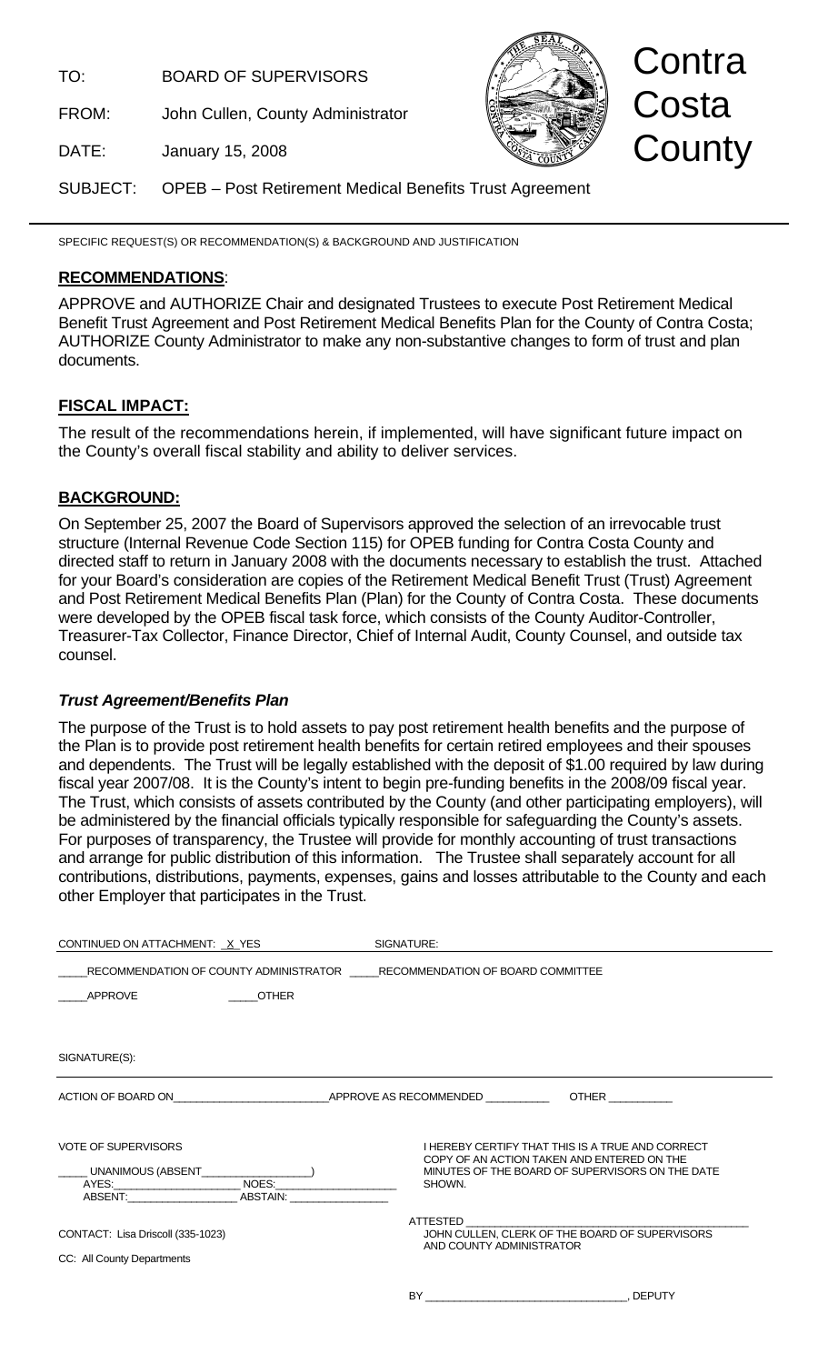TO: BOARD OF SUPERVISORS

FROM: John Cullen, County Administrator

DATE: January 15, 2008

Contra Costa County

SUBJECT: OPEB – Post Retirement Medical Benefits Trust Agreement

SPECIFIC REQUEST(S) OR RECOMMENDATION(S) & BACKGROUND AND JUSTIFICATION

## **RECOMMENDATIONS**:

APPROVE and AUTHORIZE Chair and designated Trustees to execute Post Retirement Medical Benefit Trust Agreement and Post Retirement Medical Benefits Plan for the County of Contra Costa; AUTHORIZE County Administrator to make any non-substantive changes to form of trust and plan documents.

## **FISCAL IMPACT:**

The result of the recommendations herein, if implemented, will have significant future impact on the County's overall fiscal stability and ability to deliver services.

## **BACKGROUND:**

On September 25, 2007 the Board of Supervisors approved the selection of an irrevocable trust structure (Internal Revenue Code Section 115) for OPEB funding for Contra Costa County and directed staff to return in January 2008 with the documents necessary to establish the trust. Attached for your Board's consideration are copies of the Retirement Medical Benefit Trust (Trust) Agreement and Post Retirement Medical Benefits Plan (Plan) for the County of Contra Costa. These documents were developed by the OPEB fiscal task force, which consists of the County Auditor-Controller, Treasurer-Tax Collector, Finance Director, Chief of Internal Audit, County Counsel, and outside tax counsel.

### ***Trust Agreement/Benefits Plan***

The purpose of the Trust is to hold assets to pay post retirement health benefits and the purpose of the Plan is to provide post retirement health benefits for certain retired employees and their spouses and dependents. The Trust will be legally established with the deposit of $1.00 required by law during fiscal year 2007/08. It is the County's intent to begin pre-funding benefits in the 2008/09 fiscal year. The Trust, which consists of assets contributed by the County (and other participating employers), will be administered by the financial officials typically responsible for safeguarding the County's assets. For purposes of transparency, the Trustee will provide for monthly accounting of trust transactions and arrange for public distribution of this information. The Trustee shall separately account for all contributions, distributions, payments, expenses, gains and losses attributable to the County and each other Employer that participates in the Trust.

CONTINUED ON ATTACHMENT: _X_YES SIGNATURE:

____RECOMMENDATION OF COUNTY ADMINISTRATOR ____RECOMMENDATION OF BOARD COMMITTEE

____APPROVE ____OTHER

SIGNATURE(S):

ACTION OF BOARD ON________________________APPROVE AS RECOMMENDED __________ OTHER __________

VOTE OF SUPERVISORS

____ UNANIMOUS (ABSENT_________________)
AYES:____________________ NOES:____________________
ABSENT:__________________ ABSTAIN: ________________

I HEREBY CERTIFY THAT THIS IS A TRUE AND CORRECT COPY OF AN ACTION TAKEN AND ENTERED ON THE MINUTES OF THE BOARD OF SUPERVISORS ON THE DATE SHOWN.

CONTACT: Lisa Driscoll (335-1023)

CC: All County Departments

ATTESTED ______________________________________________
JOHN CULLEN, CLERK OF THE BOARD OF SUPERVISORS AND COUNTY ADMINISTRATOR

BY ________________________________, DEPUTY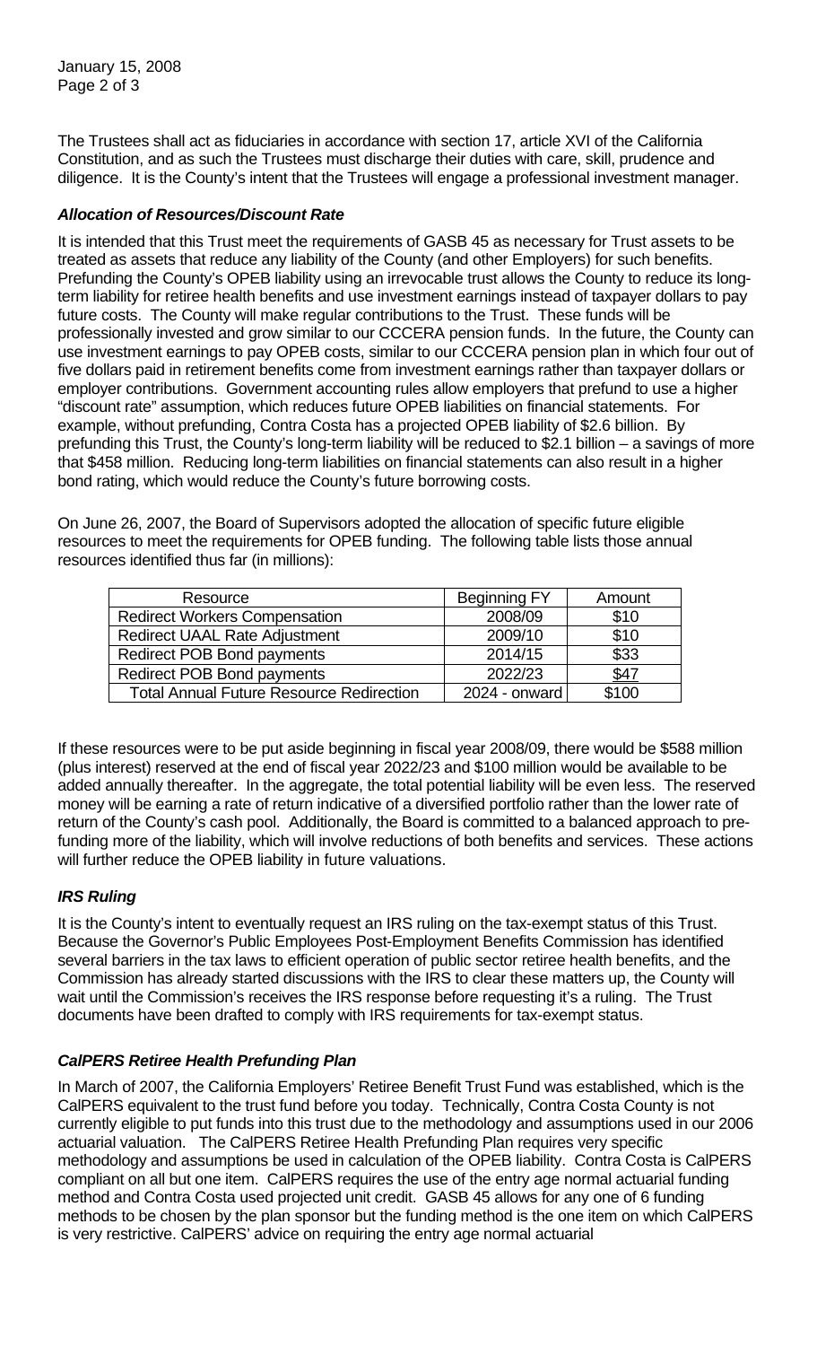The Trustees shall act as fiduciaries in accordance with section 17, article XVI of the California Constitution, and as such the Trustees must discharge their duties with care, skill, prudence and diligence. It is the County's intent that the Trustees will engage a professional investment manager.

***Allocation of Resources/Discount Rate***

It is intended that this Trust meet the requirements of GASB 45 as necessary for Trust assets to be treated as assets that reduce any liability of the County (and other Employers) for such benefits. Prefunding the County's OPEB liability using an irrevocable trust allows the County to reduce its long-term liability for retiree health benefits and use investment earnings instead of taxpayer dollars to pay future costs. The County will make regular contributions to the Trust. These funds will be professionally invested and grow similar to our CCCERA pension funds. In the future, the County can use investment earnings to pay OPEB costs, similar to our CCCERA pension plan in which four out of five dollars paid in retirement benefits come from investment earnings rather than taxpayer dollars or employer contributions. Government accounting rules allow employers that prefund to use a higher "discount rate" assumption, which reduces future OPEB liabilities on financial statements. For example, without prefunding, Contra Costa has a projected OPEB liability of $2.6 billion. By prefunding this Trust, the County's long-term liability will be reduced to $2.1 billion – a savings of more that $458 million. Reducing long-term liabilities on financial statements can also result in a higher bond rating, which would reduce the County's future borrowing costs.

On June 26, 2007, the Board of Supervisors adopted the allocation of specific future eligible resources to meet the requirements for OPEB funding. The following table lists those annual resources identified thus far (in millions):

| Resource | Beginning FY | Amount |
|---|---|---|
| Redirect Workers Compensation | 2008/09 | $10 |
| Redirect UAAL Rate Adjustment | 2009/10 | $10 |
| Redirect POB Bond payments | 2014/15 | $33 |
| Redirect POB Bond payments | 2022/23 | $47 |
| Total Annual Future Resource Redirection | 2024 - onward | $100 |

If these resources were to be put aside beginning in fiscal year 2008/09, there would be $588 million (plus interest) reserved at the end of fiscal year 2022/23 and $100 million would be available to be added annually thereafter. In the aggregate, the total potential liability will be even less. The reserved money will be earning a rate of return indicative of a diversified portfolio rather than the lower rate of return of the County's cash pool. Additionally, the Board is committed to a balanced approach to pre-funding more of the liability, which will involve reductions of both benefits and services. These actions will further reduce the OPEB liability in future valuations.

***IRS Ruling***

It is the County's intent to eventually request an IRS ruling on the tax-exempt status of this Trust. Because the Governor's Public Employees Post-Employment Benefits Commission has identified several barriers in the tax laws to efficient operation of public sector retiree health benefits, and the Commission has already started discussions with the IRS to clear these matters up, the County will wait until the Commission's receives the IRS response before requesting it's a ruling. The Trust documents have been drafted to comply with IRS requirements for tax-exempt status.

***CalPERS Retiree Health Prefunding Plan***

In March of 2007, the California Employers' Retiree Benefit Trust Fund was established, which is the CalPERS equivalent to the trust fund before you today. Technically, Contra Costa County is not currently eligible to put funds into this trust due to the methodology and assumptions used in our 2006 actuarial valuation. The CalPERS Retiree Health Prefunding Plan requires very specific methodology and assumptions be used in calculation of the OPEB liability. Contra Costa is CalPERS compliant on all but one item. CalPERS requires the use of the entry age normal actuarial funding method and Contra Costa used projected unit credit. GASB 45 allows for any one of 6 funding methods to be chosen by the plan sponsor but the funding method is the one item on which CalPERS is very restrictive. CalPERS' advice on requiring the entry age normal actuarial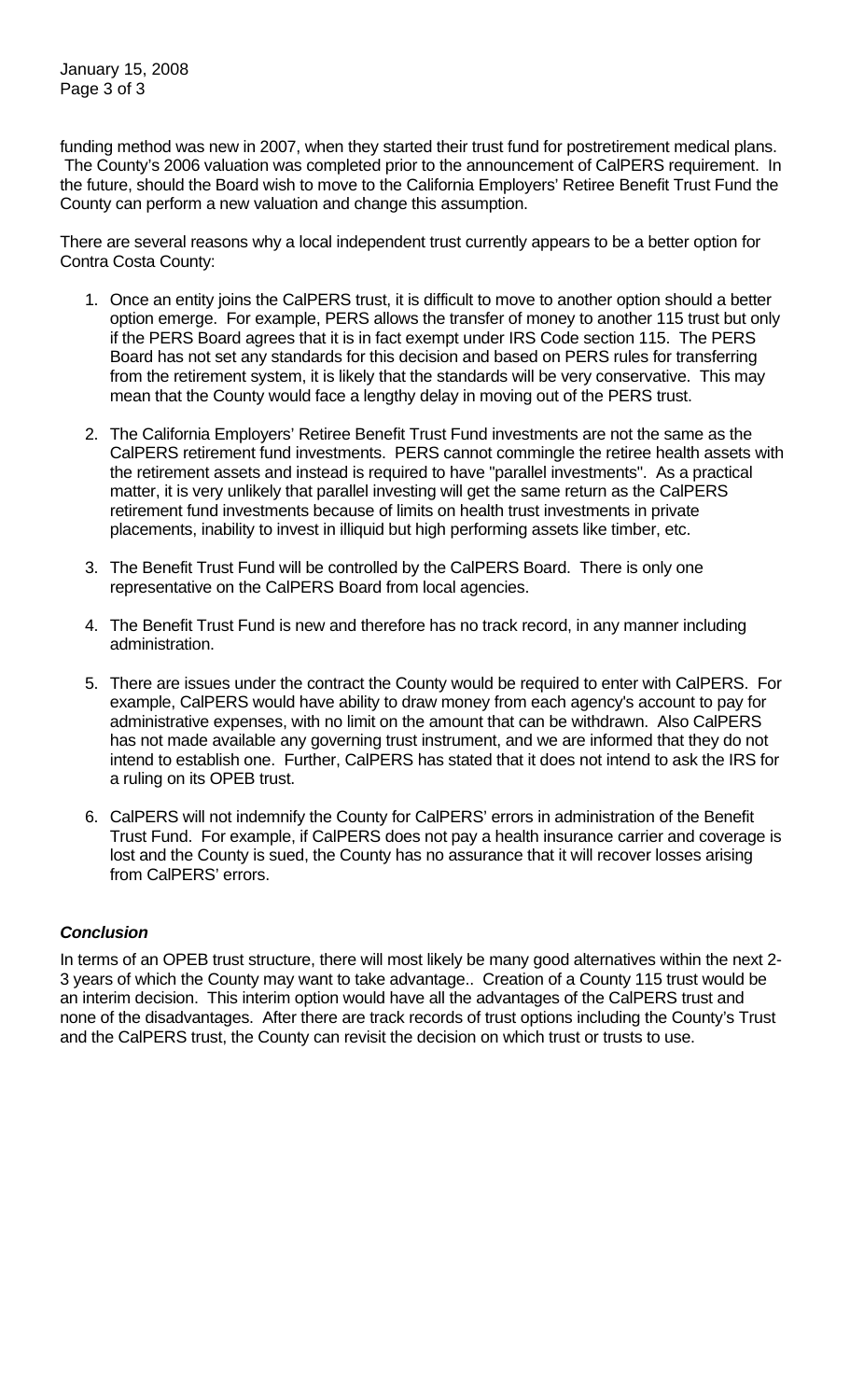funding method was new in 2007, when they started their trust fund for postretirement medical plans. The County's 2006 valuation was completed prior to the announcement of CalPERS requirement. In the future, should the Board wish to move to the California Employers' Retiree Benefit Trust Fund the County can perform a new valuation and change this assumption.

There are several reasons why a local independent trust currently appears to be a better option for Contra Costa County:

1. Once an entity joins the CalPERS trust, it is difficult to move to another option should a better option emerge. For example, PERS allows the transfer of money to another 115 trust but only if the PERS Board agrees that it is in fact exempt under IRS Code section 115. The PERS Board has not set any standards for this decision and based on PERS rules for transferring from the retirement system, it is likely that the standards will be very conservative. This may mean that the County would face a lengthy delay in moving out of the PERS trust.

2. The California Employers' Retiree Benefit Trust Fund investments are not the same as the CalPERS retirement fund investments. PERS cannot commingle the retiree health assets with the retirement assets and instead is required to have "parallel investments". As a practical matter, it is very unlikely that parallel investing will get the same return as the CalPERS retirement fund investments because of limits on health trust investments in private placements, inability to invest in illiquid but high performing assets like timber, etc.

3. The Benefit Trust Fund will be controlled by the CalPERS Board. There is only one representative on the CalPERS Board from local agencies.

4. The Benefit Trust Fund is new and therefore has no track record, in any manner including administration.

5. There are issues under the contract the County would be required to enter with CalPERS. For example, CalPERS would have ability to draw money from each agency's account to pay for administrative expenses, with no limit on the amount that can be withdrawn. Also CalPERS has not made available any governing trust instrument, and we are informed that they do not intend to establish one. Further, CalPERS has stated that it does not intend to ask the IRS for a ruling on its OPEB trust.

6. CalPERS will not indemnify the County for CalPERS' errors in administration of the Benefit Trust Fund. For example, if CalPERS does not pay a health insurance carrier and coverage is lost and the County is sued, the County has no assurance that it will recover losses arising from CalPERS' errors.

### ***Conclusion***

In terms of an OPEB trust structure, there will most likely be many good alternatives within the next 2-3 years of which the County may want to take advantage.. Creation of a County 115 trust would be an interim decision. This interim option would have all the advantages of the CalPERS trust and none of the disadvantages. After there are track records of trust options including the County's Trust and the CalPERS trust, the County can revisit the decision on which trust or trusts to use.